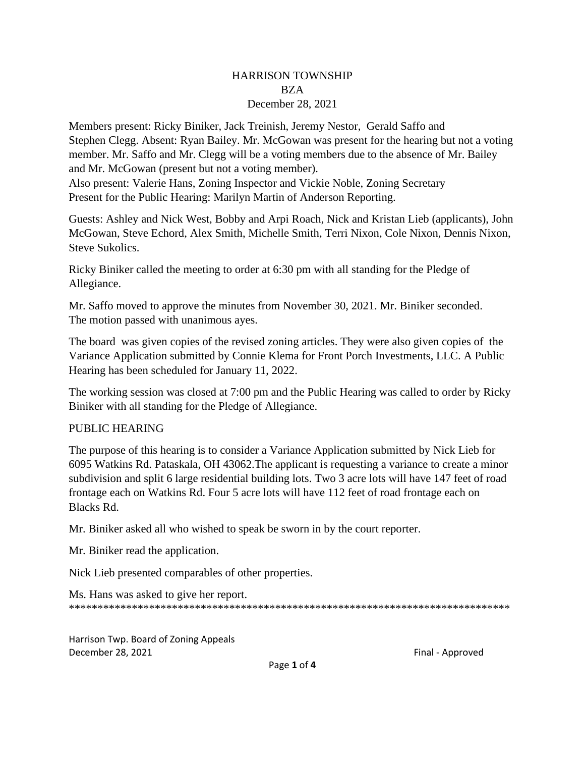HARRISON TOWNSHIP
BZA
December 28, 2021

Members present: Ricky Biniker, Jack Treinish, Jeremy Nestor, Gerald Saffo and Stephen Clegg. Absent: Ryan Bailey. Mr. McGowan was present for the hearing but not a voting member. Mr. Saffo and Mr. Clegg will be a voting members due to the absence of Mr. Bailey and Mr. McGowan (present but not a voting member).
Also present: Valerie Hans, Zoning Inspector and Vickie Noble, Zoning Secretary
Present for the Public Hearing: Marilyn Martin of Anderson Reporting.

Guests: Ashley and Nick West, Bobby and Arpi Roach, Nick and Kristan Lieb (applicants), John McGowan, Steve Echord, Alex Smith, Michelle Smith, Terri Nixon, Cole Nixon, Dennis Nixon, Steve Sukolics.

Ricky Biniker called the meeting to order at 6:30 pm with all standing for the Pledge of Allegiance.

Mr. Saffo moved to approve the minutes from November 30, 2021. Mr. Biniker seconded. The motion passed with unanimous ayes.

The board was given copies of the revised zoning articles. They were also given copies of the Variance Application submitted by Connie Klema for Front Porch Investments, LLC. A Public Hearing has been scheduled for January 11, 2022.

The working session was closed at 7:00 pm and the Public Hearing was called to order by Ricky Biniker with all standing for the Pledge of Allegiance.

PUBLIC HEARING

The purpose of this hearing is to consider a Variance Application submitted by Nick Lieb for 6095 Watkins Rd. Pataskala, OH 43062.The applicant is requesting a variance to create a minor subdivision and split 6 large residential building lots. Two 3 acre lots will have 147 feet of road frontage each on Watkins Rd. Four 5 acre lots will have 112 feet of road frontage each on Blacks Rd.

Mr. Biniker asked all who wished to speak be sworn in by the court reporter.

Mr. Biniker read the application.

Nick Lieb presented comparables of other properties.

Ms. Hans was asked to give her report.
*******************************************************************************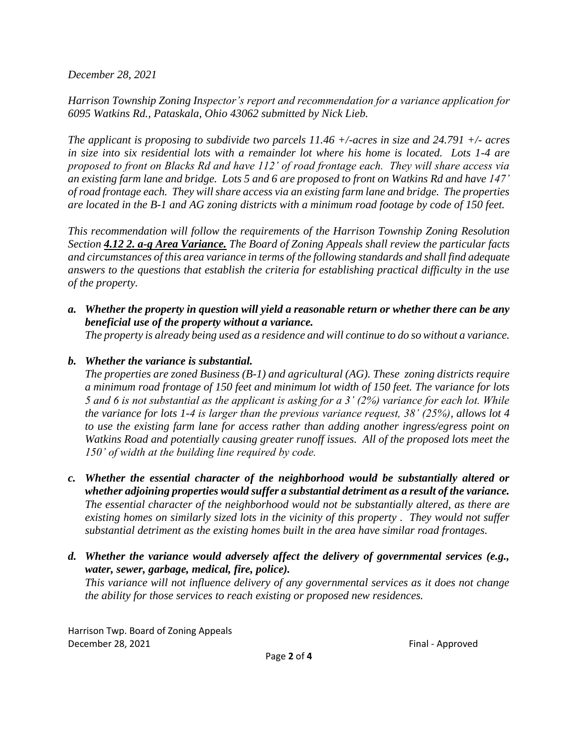*December 28, 2021*

*Harrison Township Zoning Inspector's report and recommendation for a variance application for 6095 Watkins Rd., Pataskala, Ohio 43062 submitted by Nick Lieb.*

*The applicant is proposing to subdivide two parcels 11.46 +/-acres in size and 24.791 +/- acres in size into six residential lots with a remainder lot where his home is located. Lots 1-4 are proposed to front on Blacks Rd and have 112' of road frontage each. They will share access via an existing farm lane and bridge. Lots 5 and 6 are proposed to front on Watkins Rd and have 147' of road frontage each. They will share access via an existing farm lane and bridge. The properties are located in the B-1 and AG zoning districts with a minimum road footage by code of 150 feet.*

*This recommendation will follow the requirements of the Harrison Township Zoning Resolution Section **4.12 2. a-g Area Variance.** The Board of Zoning Appeals shall review the particular facts and circumstances of this area variance in terms of the following standards and shall find adequate answers to the questions that establish the criteria for establishing practical difficulty in the use of the property.*

a. ***Whether the property in question will yield a reasonable return or whether there can be any beneficial use of the property without a variance.***
   *The property is already being used as a residence and will continue to do so without a variance.*

b. ***Whether the variance is substantial.***
   *The properties are zoned Business (B-1) and agricultural (AG). These zoning districts require a minimum road frontage of 150 feet and minimum lot width of 150 feet. The variance for lots 5 and 6 is not substantial as the applicant is asking for a 3' (2%) variance for each lot. While the variance for lots 1-4 is larger than the previous variance request, 38' (25%), allows lot 4 to use the existing farm lane for access rather than adding another ingress/egress point on Watkins Road and potentially causing greater runoff issues. All of the proposed lots meet the 150' of width at the building line required by code.*

c. ***Whether the essential character of the neighborhood would be substantially altered or whether adjoining properties would suffer a substantial detriment as a result of the variance.***
   *The essential character of the neighborhood would not be substantially altered, as there are existing homes on similarly sized lots in the vicinity of this property . They would not suffer substantial detriment as the existing homes built in the area have similar road frontages.*

d. ***Whether the variance would adversely affect the delivery of governmental services (e.g., water, sewer, garbage, medical, fire, police).***
   *This variance will not influence delivery of any governmental services as it does not change the ability for those services to reach existing or proposed new residences.*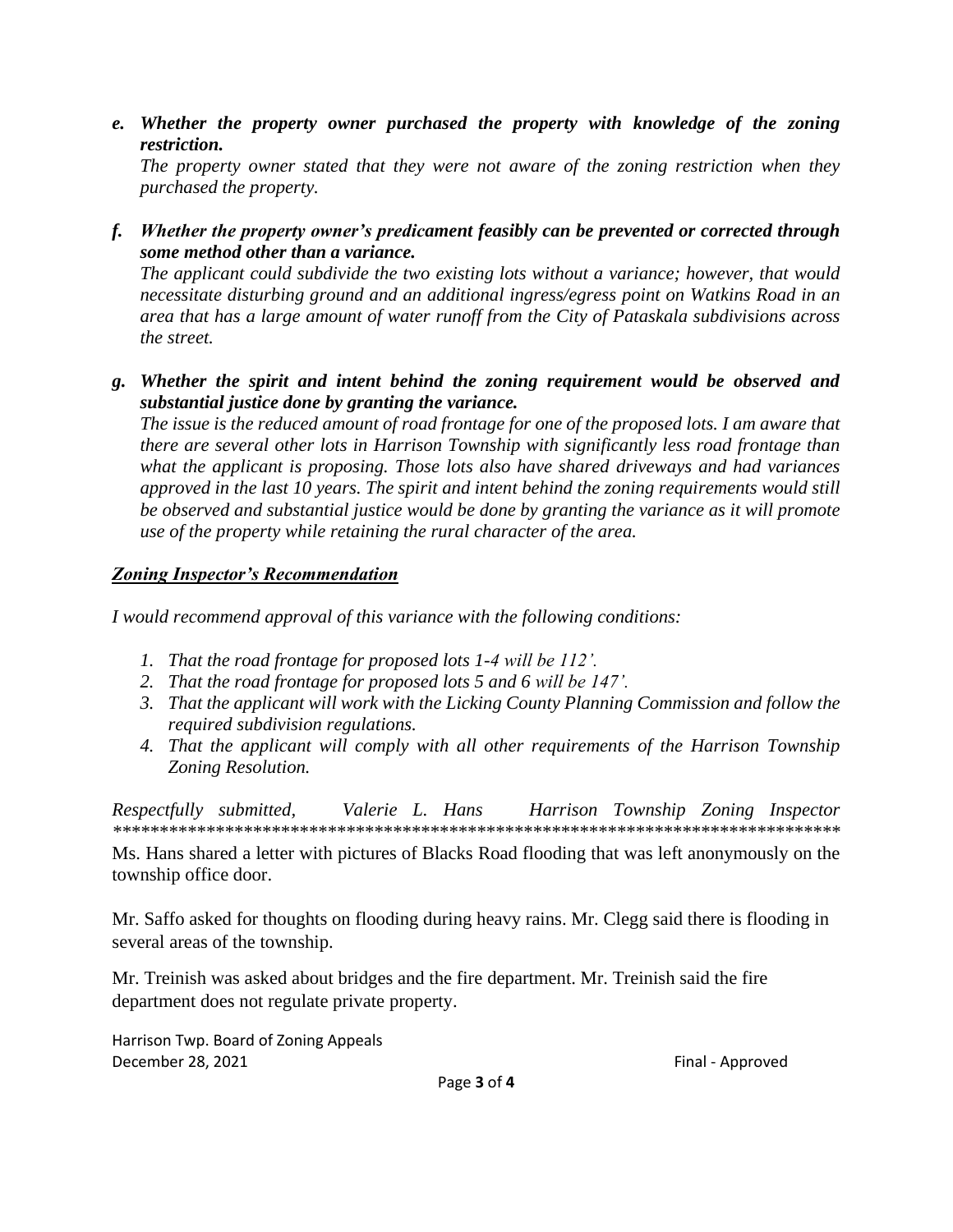*e.* ***Whether the property owner purchased the property with knowledge of the zoning restriction.***
*The property owner stated that they were not aware of the zoning restriction when they purchased the property.*

*f.* ***Whether the property owner's predicament feasibly can be prevented or corrected through some method other than a variance.***
*The applicant could subdivide the two existing lots without a variance; however, that would necessitate disturbing ground and an additional ingress/egress point on Watkins Road in an area that has a large amount of water runoff from the City of Pataskala subdivisions across the street.*

*g.* ***Whether the spirit and intent behind the zoning requirement would be observed and substantial justice done by granting the variance.***
*The issue is the reduced amount of road frontage for one of the proposed lots. I am aware that there are several other lots in Harrison Township with significantly less road frontage than what the applicant is proposing. Those lots also have shared driveways and had variances approved in the last 10 years. The spirit and intent behind the zoning requirements would still be observed and substantial justice would be done by granting the variance as it will promote use of the property while retaining the rural character of the area.*

***Zoning Inspector's Recommendation***

*I would recommend approval of this variance with the following conditions:*

1. *That the road frontage for proposed lots 1-4 will be 112'.*
2. *That the road frontage for proposed lots 5 and 6 will be 147'.*
3. *That the applicant will work with the Licking County Planning Commission and follow the required subdivision regulations.*
4. *That the applicant will comply with all other requirements of the Harrison Township Zoning Resolution.*

*Respectfully submitted, Valerie L. Hans Harrison Township Zoning Inspector*
*******************************************************************************

Ms. Hans shared a letter with pictures of Blacks Road flooding that was left anonymously on the township office door.

Mr. Saffo asked for thoughts on flooding during heavy rains. Mr. Clegg said there is flooding in several areas of the township.

Mr. Treinish was asked about bridges and the fire department. Mr. Treinish said the fire department does not regulate private property.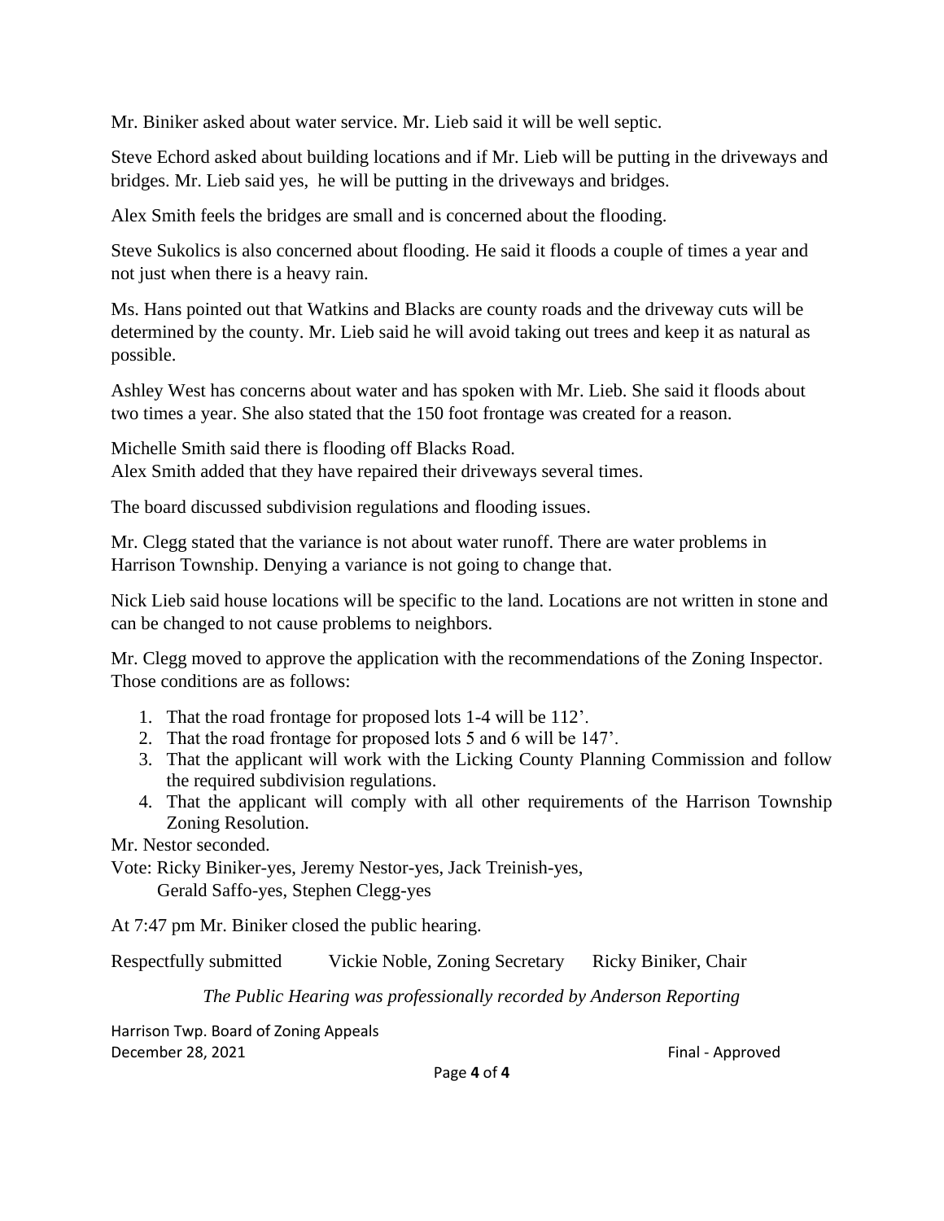Mr. Biniker asked about water service. Mr. Lieb said it will be well septic.

Steve Echord asked about building locations and if Mr. Lieb will be putting in the driveways and bridges. Mr. Lieb said yes, he will be putting in the driveways and bridges.

Alex Smith feels the bridges are small and is concerned about the flooding.

Steve Sukolics is also concerned about flooding. He said it floods a couple of times a year and not just when there is a heavy rain.

Ms. Hans pointed out that Watkins and Blacks are county roads and the driveway cuts will be determined by the county. Mr. Lieb said he will avoid taking out trees and keep it as natural as possible.

Ashley West has concerns about water and has spoken with Mr. Lieb. She said it floods about two times a year. She also stated that the 150 foot frontage was created for a reason.

Michelle Smith said there is flooding off Blacks Road.
Alex Smith added that they have repaired their driveways several times.

The board discussed subdivision regulations and flooding issues.

Mr. Clegg stated that the variance is not about water runoff. There are water problems in Harrison Township. Denying a variance is not going to change that.

Nick Lieb said house locations will be specific to the land. Locations are not written in stone and can be changed to not cause problems to neighbors.

Mr. Clegg moved to approve the application with the recommendations of the Zoning Inspector. Those conditions are as follows:

1. That the road frontage for proposed lots 1-4 will be 112'.
2. That the road frontage for proposed lots 5 and 6 will be 147'.
3. That the applicant will work with the Licking County Planning Commission and follow the required subdivision regulations.
4. That the applicant will comply with all other requirements of the Harrison Township Zoning Resolution.

Mr. Nestor seconded.

Vote: Ricky Biniker-yes, Jeremy Nestor-yes, Jack Treinish-yes,
Gerald Saffo-yes, Stephen Clegg-yes

At 7:47 pm Mr. Biniker closed the public hearing.

Respectfully submitted Vickie Noble, Zoning Secretary Ricky Biniker, Chair

*The Public Hearing was professionally recorded by Anderson Reporting*

Harrison Twp. Board of Zoning Appeals
December 28, 2021 Final - Approved